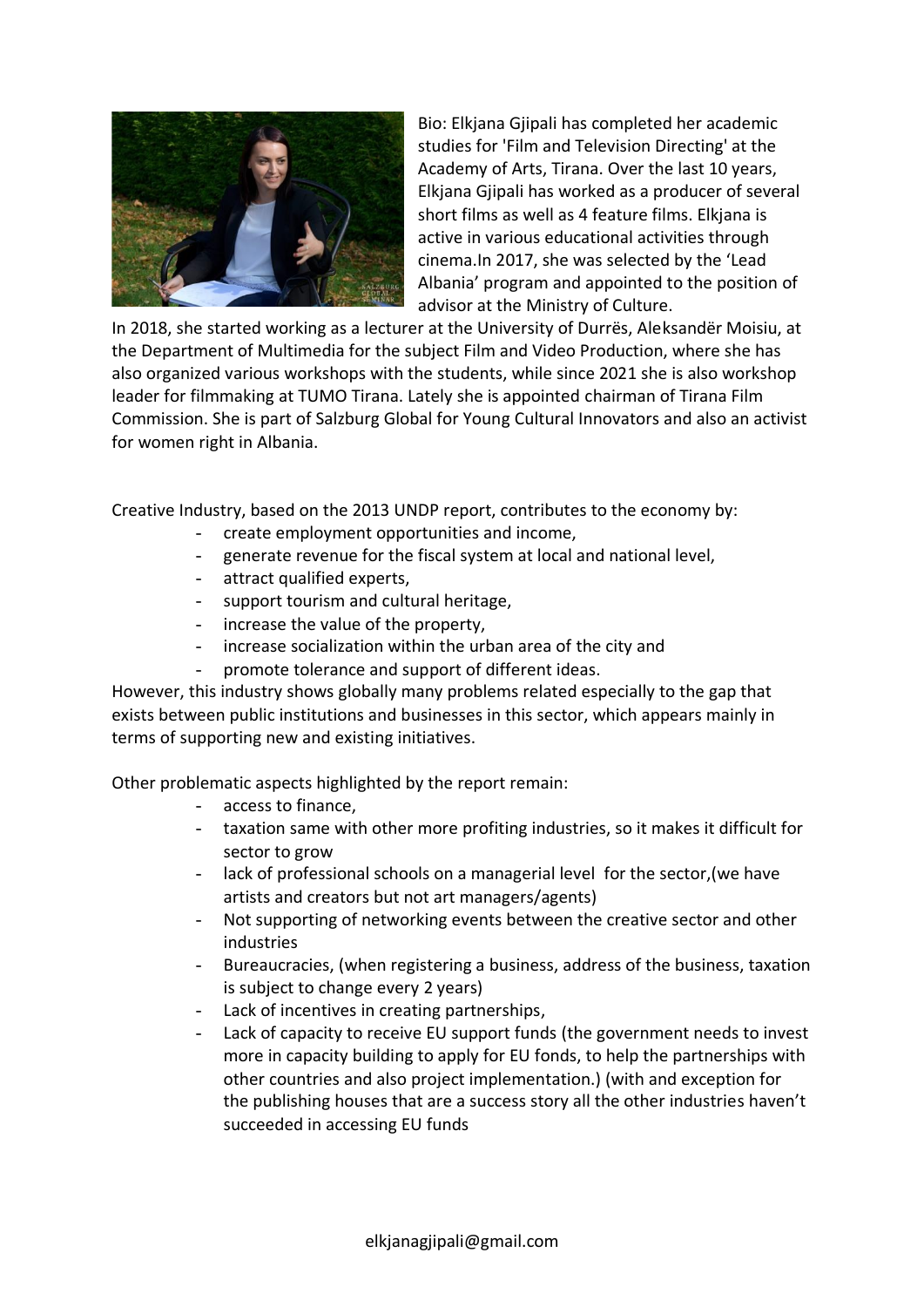Bio: Elkjana Gjipali has completed her academic studies for 'Film and Television Directing' at the Academy of Arts, Tirana. Over the last 10 years, Elkjana Gjipali has worked as a producer of several short films as well as 4 feature films. Elkjana is active in various educational activities through cinema.In 2017, she was selected by the 'Lead Albania' program and appointed to the position of advisor at the Ministry of Culture.

In 2018, she started working as a lecturer at the University of Durrës, Aleksandër Moisiu, at the Department of Multimedia for the subject Film and Video Production, where she has also organized various workshops with the students, while since 2021 she is also workshop leader for filmmaking at TUMO Tirana. Lately she is appointed chairman of Tirana Film Commission. She is part of Salzburg Global for Young Cultural Innovators and also an activist for women right in Albania.

Creative Industry, based on the 2013 UNDP report, contributes to the economy by:

- create employment opportunities and income,
- generate revenue for the fiscal system at local and national level,
- attract qualified experts,
- support tourism and cultural heritage,
- increase the value of the property,
- increase socialization within the urban area of the city and
- promote tolerance and support of different ideas.

However, this industry shows globally many problems related especially to the gap that exists between public institutions and businesses in this sector, which appears mainly in terms of supporting new and existing initiatives.

Other problematic aspects highlighted by the report remain:

- access to finance,
- taxation same with other more profiting industries, so it makes it difficult for sector to grow
- lack of professional schools on a managerial level for the sector,(we have artists and creators but not art managers/agents)
- Not supporting of networking events between the creative sector and other industries
- Bureaucracies, (when registering a business, address of the business, taxation is subject to change every 2 years)
- Lack of incentives in creating partnerships,
- Lack of capacity to receive EU support funds (the government needs to invest more in capacity building to apply for EU fonds, to help the partnerships with other countries and also project implementation.) (with and exception for the publishing houses that are a success story all the other industries haven't succeeded in accessing EU funds

elkjanagjipali@gmail.com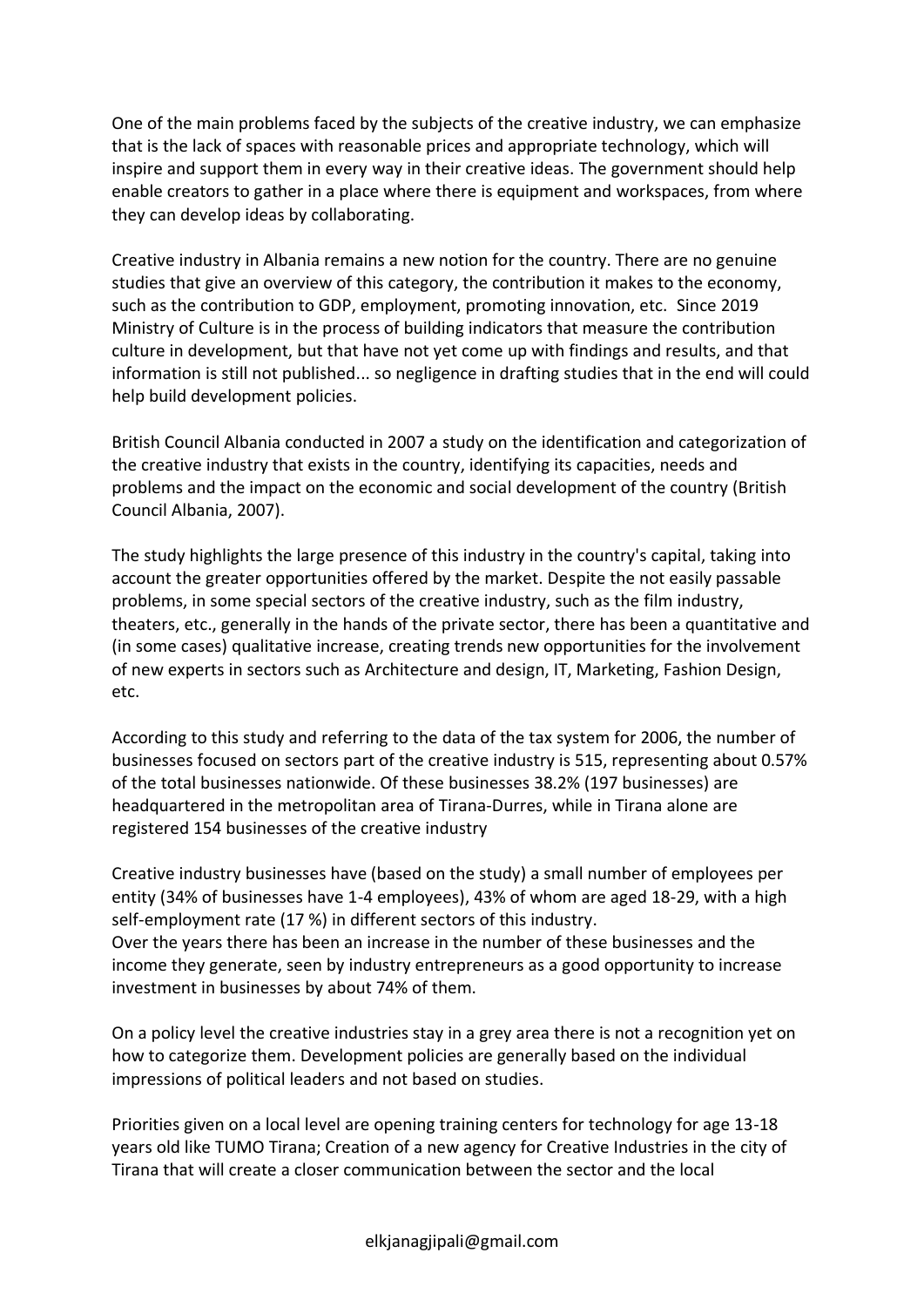One of the main problems faced by the subjects of the creative industry, we can emphasize that is the lack of spaces with reasonable prices and appropriate technology, which will inspire and support them in every way in their creative ideas. The government should help enable creators to gather in a place where there is equipment and workspaces, from where they can develop ideas by collaborating.

Creative industry in Albania remains a new notion for the country. There are no genuine studies that give an overview of this category, the contribution it makes to the economy, such as the contribution to GDP, employment, promoting innovation, etc. Since 2019 Ministry of Culture is in the process of building indicators that measure the contribution culture in development, but that have not yet come up with findings and results, and that information is still not published... so negligence in drafting studies that in the end will could help build development policies.

British Council Albania conducted in 2007 a study on the identification and categorization of the creative industry that exists in the country, identifying its capacities, needs and problems and the impact on the economic and social development of the country (British Council Albania, 2007).

The study highlights the large presence of this industry in the country's capital, taking into account the greater opportunities offered by the market. Despite the not easily passable problems, in some special sectors of the creative industry, such as the film industry, theaters, etc., generally in the hands of the private sector, there has been a quantitative and (in some cases) qualitative increase, creating trends new opportunities for the involvement of new experts in sectors such as Architecture and design, IT, Marketing, Fashion Design, etc.

According to this study and referring to the data of the tax system for 2006, the number of businesses focused on sectors part of the creative industry is 515, representing about 0.57% of the total businesses nationwide. Of these businesses 38.2% (197 businesses) are headquartered in the metropolitan area of Tirana-Durres, while in Tirana alone are registered 154 businesses of the creative industry

Creative industry businesses have (based on the study) a small number of employees per entity (34% of businesses have 1-4 employees), 43% of whom are aged 18-29, with a high self-employment rate (17 %) in different sectors of this industry.
Over the years there has been an increase in the number of these businesses and the income they generate, seen by industry entrepreneurs as a good opportunity to increase investment in businesses by about 74% of them.

On a policy level the creative industries stay in a grey area there is not a recognition yet on how to categorize them. Development policies are generally based on the individual impressions of political leaders and not based on studies.

Priorities given on a local level are opening training centers for technology for age 13-18 years old like TUMO Tirana; Creation of a new agency for Creative Industries in the city of Tirana that will create a closer communication between the sector and the local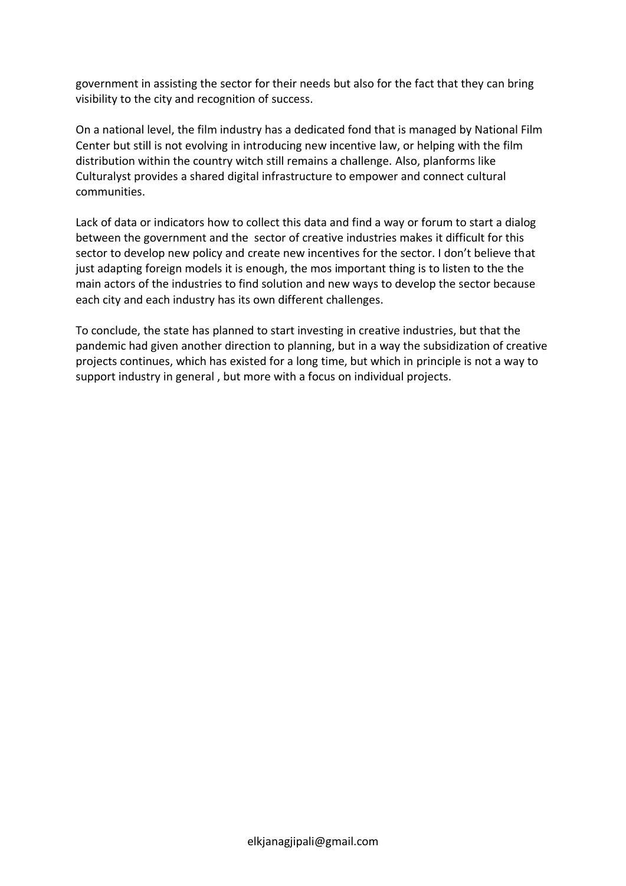government in assisting the sector for their needs but also for the fact that they can bring visibility to the city and recognition of success.

On a national level, the film industry has a dedicated fond that is managed by National Film Center but still is not evolving in introducing new incentive law, or helping with the film distribution within the country witch still remains a challenge. Also, planforms like Culturalyst provides a shared digital infrastructure to empower and connect cultural communities.

Lack of data or indicators how to collect this data and find a way or forum to start a dialog between the government and the sector of creative industries makes it difficult for this sector to develop new policy and create new incentives for the sector. I don't believe that just adapting foreign models it is enough, the mos important thing is to listen to the the main actors of the industries to find solution and new ways to develop the sector because each city and each industry has its own different challenges.

To conclude, the state has planned to start investing in creative industries, but that the pandemic had given another direction to planning, but in a way the subsidization of creative projects continues, which has existed for a long time, but which in principle is not a way to support industry in general , but more with a focus on individual projects.

elkjanagjipali@gmail.com